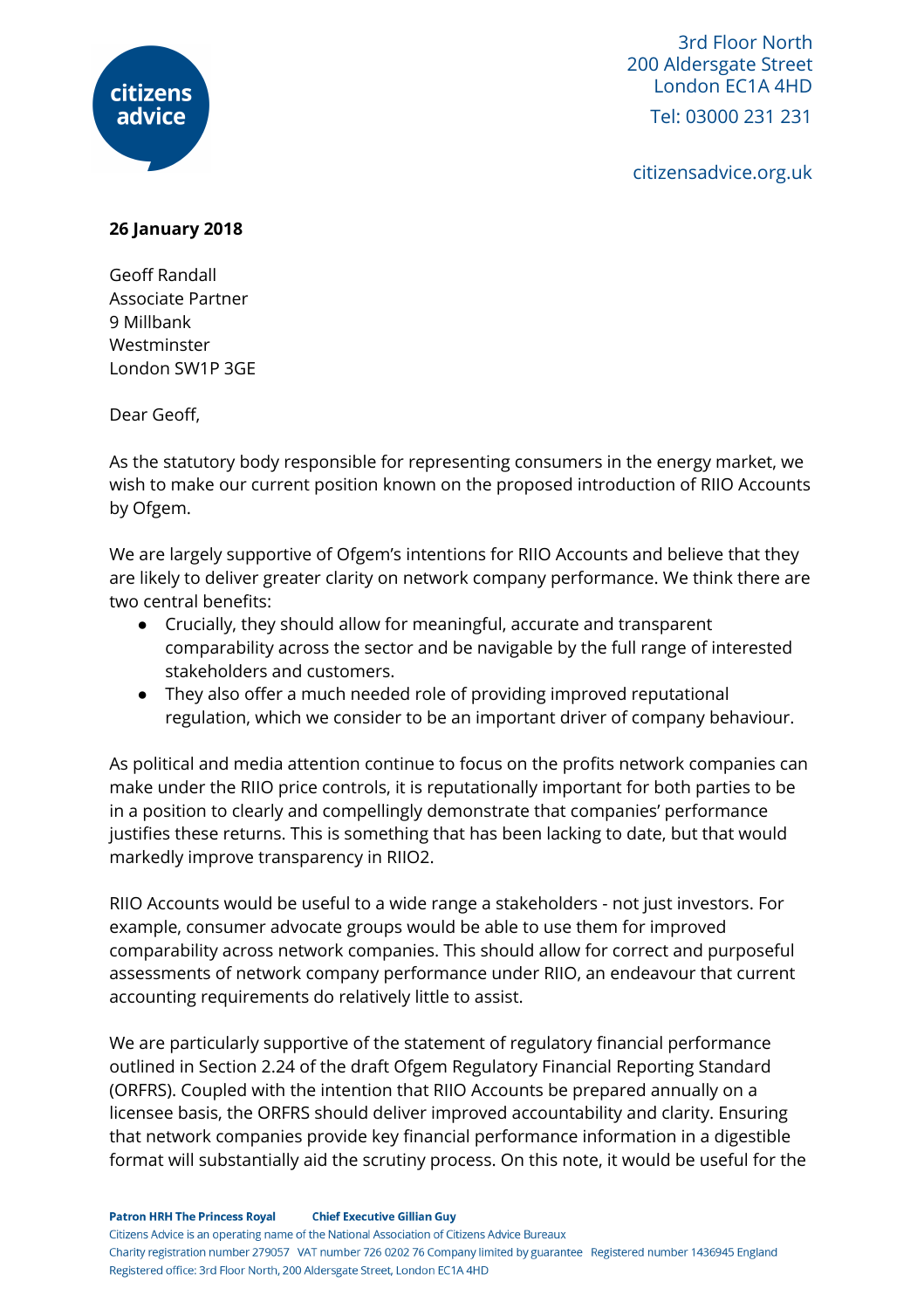citizens advice

3rd Floor North
200 Aldersgate Street
London EC1A 4HD
Tel: 03000 231 231

citizensadvice.org.uk

**26 January 2018**

Geoff Randall
Associate Partner
9 Millbank
Westminster
London SW1P 3GE

Dear Geoff,

As the statutory body responsible for representing consumers in the energy market, we wish to make our current position known on the proposed introduction of RIIO Accounts by Ofgem.

We are largely supportive of Ofgem's intentions for RIIO Accounts and believe that they are likely to deliver greater clarity on network company performance. We think there are two central benefits:

- Crucially, they should allow for meaningful, accurate and transparent comparability across the sector and be navigable by the full range of interested stakeholders and customers.
- They also offer a much needed role of providing improved reputational regulation, which we consider to be an important driver of company behaviour.

As political and media attention continue to focus on the profits network companies can make under the RIIO price controls, it is reputationally important for both parties to be in a position to clearly and compellingly demonstrate that companies' performance justifies these returns. This is something that has been lacking to date, but that would markedly improve transparency in RIIO2.

RIIO Accounts would be useful to a wide range a stakeholders - not just investors. For example, consumer advocate groups would be able to use them for improved comparability across network companies. This should allow for correct and purposeful assessments of network company performance under RIIO, an endeavour that current accounting requirements do relatively little to assist.

We are particularly supportive of the statement of regulatory financial performance outlined in Section 2.24 of the draft Ofgem Regulatory Financial Reporting Standard (ORFRS). Coupled with the intention that RIIO Accounts be prepared annually on a licensee basis, the ORFRS should deliver improved accountability and clarity. Ensuring that network companies provide key financial performance information in a digestible format will substantially aid the scrutiny process. On this note, it would be useful for the

**Patron HRH The Princess Royal** **Chief Executive Gillian Guy**
Citizens Advice is an operating name of the National Association of Citizens Advice Bureaux
Charity registration number 279057 VAT number 726 0202 76 Company limited by guarantee Registered number 1436945 England
Registered office: 3rd Floor North, 200 Aldersgate Street, London EC1A 4HD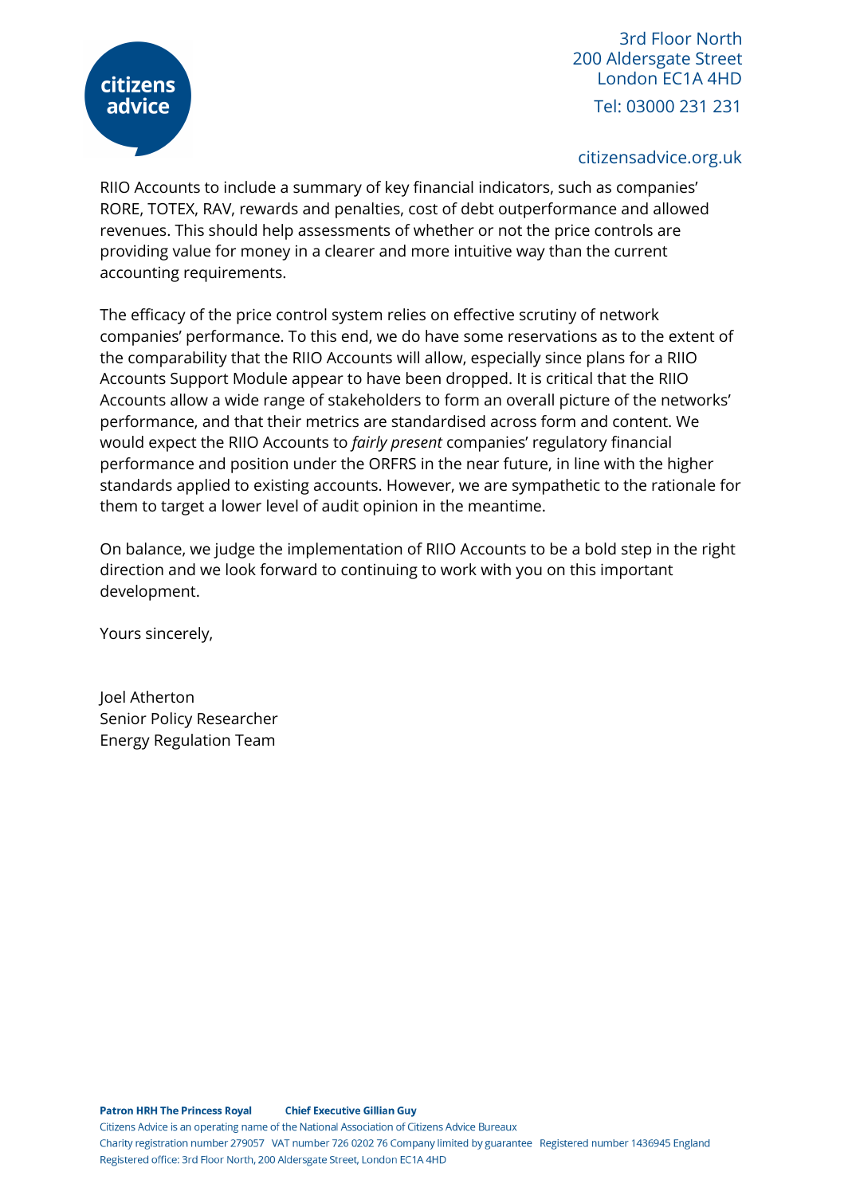3rd Floor North
200 Aldersgate Street
London EC1A 4HD
Tel: 03000 231 231

citizensadvice.org.uk

RIIO Accounts to include a summary of key financial indicators, such as companies' RORE, TOTEX, RAV, rewards and penalties, cost of debt outperformance and allowed revenues. This should help assessments of whether or not the price controls are providing value for money in a clearer and more intuitive way than the current accounting requirements.

The efficacy of the price control system relies on effective scrutiny of network companies' performance. To this end, we do have some reservations as to the extent of the comparability that the RIIO Accounts will allow, especially since plans for a RIIO Accounts Support Module appear to have been dropped. It is critical that the RIIO Accounts allow a wide range of stakeholders to form an overall picture of the networks' performance, and that their metrics are standardised across form and content. We would expect the RIIO Accounts to *fairly present* companies' regulatory financial performance and position under the ORFRS in the near future, in line with the higher standards applied to existing accounts. However, we are sympathetic to the rationale for them to target a lower level of audit opinion in the meantime.

On balance, we judge the implementation of RIIO Accounts to be a bold step in the right direction and we look forward to continuing to work with you on this important development.

Yours sincerely,

Joel Atherton
Senior Policy Researcher
Energy Regulation Team

**Patron HRH The Princess Royal** **Chief Executive Gillian Guy**
Citizens Advice is an operating name of the National Association of Citizens Advice Bureaux
Charity registration number 279057 VAT number 726 0202 76 Company limited by guarantee Registered number 1436945 England
Registered office: 3rd Floor North, 200 Aldersgate Street, London EC1A 4HD